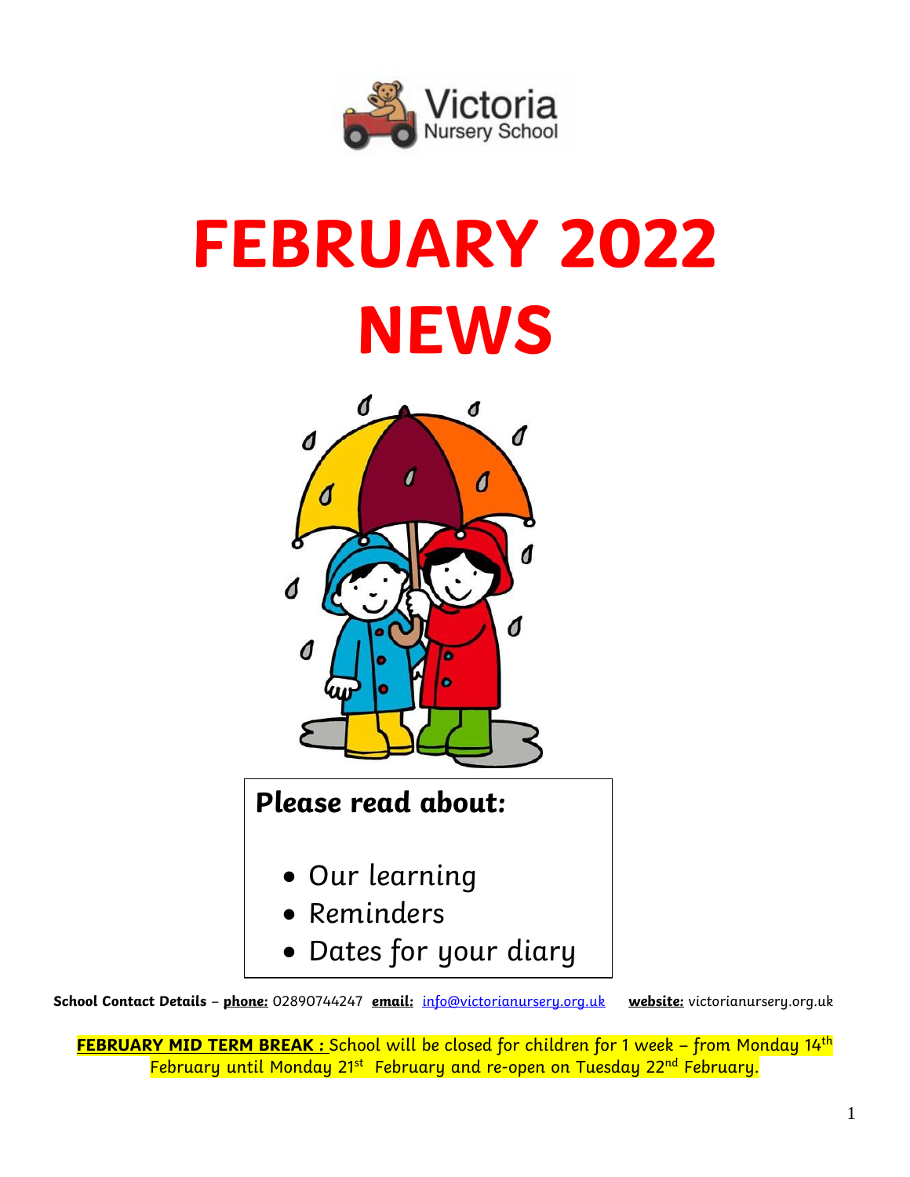Victoria Nursery School

# FEBRUARY 2022 NEWS

**Please read about:**

- Our learning
- Reminders
- Dates for your diary

**School Contact Details** – **phone:** 02890744247 **email:** info@victorianursery.org.uk **website:** victorianursery.org.uk

**FEBRUARY MID TERM BREAK :** School will be closed for children for 1 week – from Monday 14th February until Monday 21st February and re-open on Tuesday 22nd February.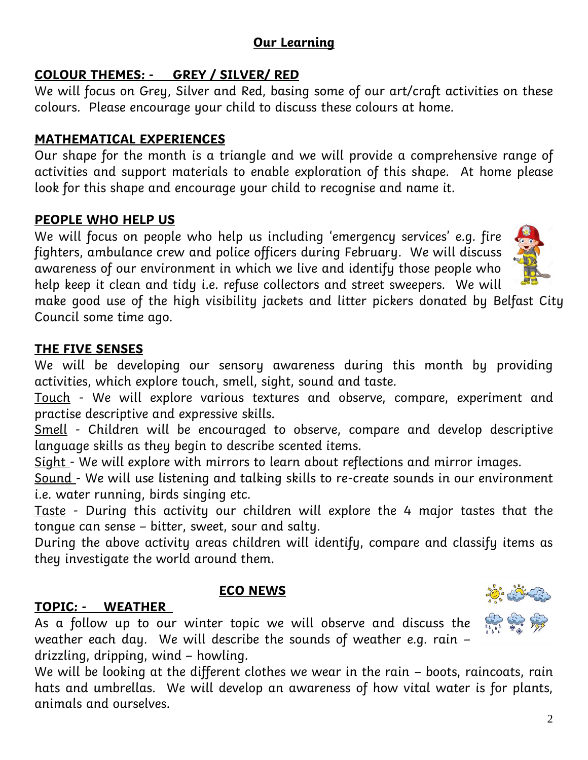## **Our Learning**

### **COLOUR THEMES: - GREY / SILVER/ RED**

We will focus on Grey, Silver and Red, basing some of our art/craft activities on these colours. Please encourage your child to discuss these colours at home.

### **MATHEMATICAL EXPERIENCES**

Our shape for the month is a triangle and we will provide a comprehensive range of activities and support materials to enable exploration of this shape. At home please look for this shape and encourage your child to recognise and name it.

### **PEOPLE WHO HELP US**

We will focus on people who help us including 'emergency services' e.g. fire fighters, ambulance crew and police officers during February. We will discuss awareness of our environment in which we live and identify those people who help keep it clean and tidy i.e. refuse collectors and street sweepers. We will make good use of the high visibility jackets and litter pickers donated by Belfast City Council some time ago.

### **THE FIVE SENSES**

We will be developing our sensory awareness during this month by providing activities, which explore touch, smell, sight, sound and taste.

Touch - We will explore various textures and observe, compare, experiment and practise descriptive and expressive skills.

Smell - Children will be encouraged to observe, compare and develop descriptive language skills as they begin to describe scented items.

Sight - We will explore with mirrors to learn about reflections and mirror images.

Sound - We will use listening and talking skills to re-create sounds in our environment i.e. water running, birds singing etc.

Taste - During this activity our children will explore the 4 major tastes that the tongue can sense – bitter, sweet, sour and salty.

During the above activity areas children will identify, compare and classify items as they investigate the world around them.

## **ECO NEWS**

### **TOPIC: - WEATHER**

As a follow up to our winter topic we will observe and discuss the weather each day. We will describe the sounds of weather e.g. rain – drizzling, dripping, wind – howling.

We will be looking at the different clothes we wear in the rain – boots, raincoats, rain hats and umbrellas. We will develop an awareness of how vital water is for plants, animals and ourselves.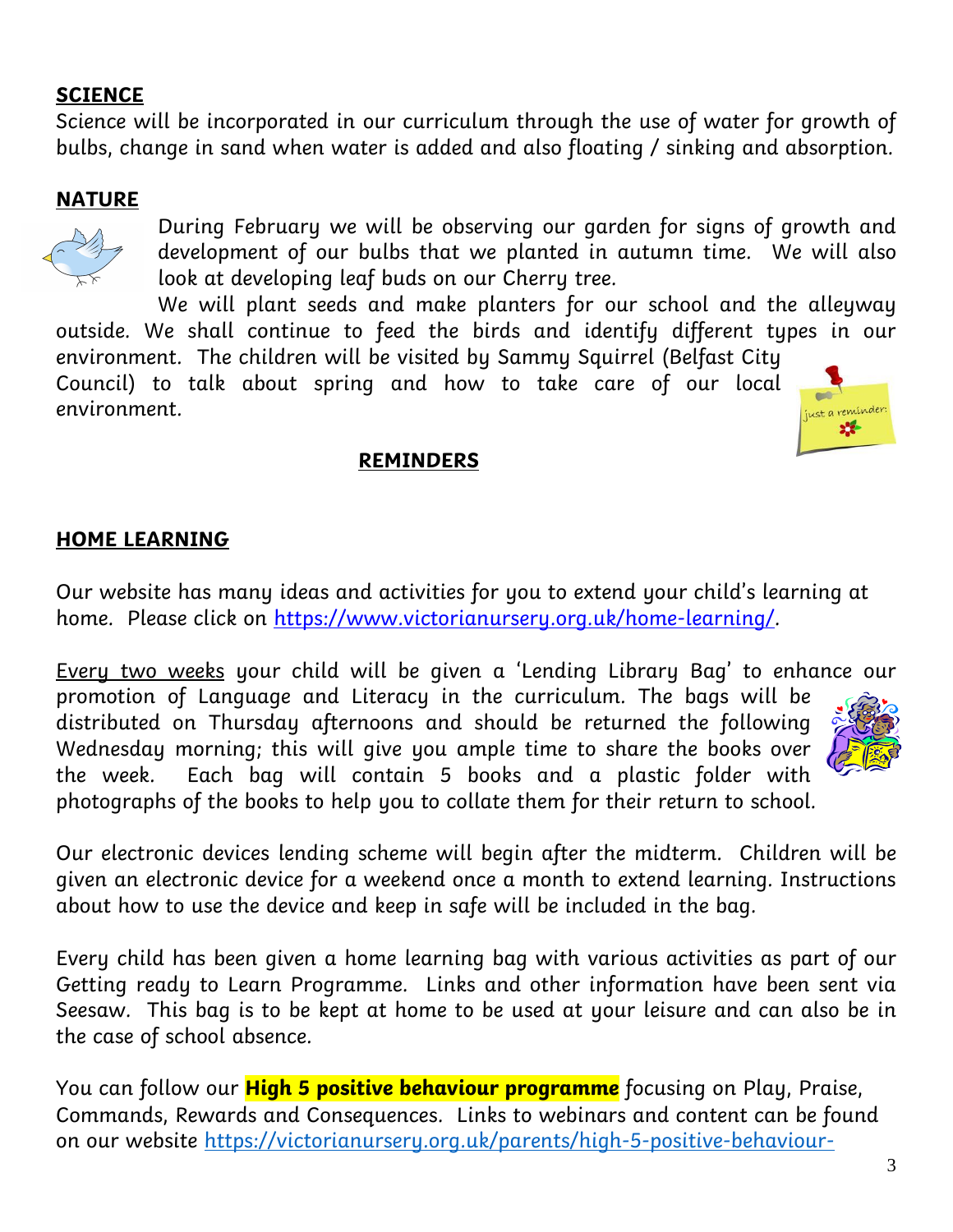**SCIENCE**

Science will be incorporated in our curriculum through the use of water for growth of bulbs, change in sand when water is added and also floating / sinking and absorption.

**NATURE**

During February we will be observing our garden for signs of growth and development of our bulbs that we planted in autumn time. We will also look at developing leaf buds on our Cherry tree.

We will plant seeds and make planters for our school and the alleyway outside. We shall continue to feed the birds and identify different types in our environment. The children will be visited by Sammy Squirrel (Belfast City Council) to talk about spring and how to take care of our local environment.

**REMINDERS**

**HOME LEARNING**

Our website has many ideas and activities for you to extend your child's learning at home. Please click on [https://www.victorianursery.org.uk/home-learning/](https://www.victorianursery.org.uk/home-learning/).

Every two weeks your child will be given a 'Lending Library Bag' to enhance our promotion of Language and Literacy in the curriculum. The bags will be distributed on Thursday afternoons and should be returned the following Wednesday morning; this will give you ample time to share the books over the week. Each bag will contain 5 books and a plastic folder with photographs of the books to help you to collate them for their return to school.

Our electronic devices lending scheme will begin after the midterm. Children will be given an electronic device for a weekend once a month to extend learning. Instructions about how to use the device and keep in safe will be included in the bag.

Every child has been given a home learning bag with various activities as part of our Getting ready to Learn Programme. Links and other information have been sent via Seesaw. This bag is to be kept at home to be used at your leisure and can also be in the case of school absence.

You can follow our **High 5 positive behaviour programme** focusing on Play, Praise, Commands, Rewards and Consequences. Links to webinars and content can be found on our website https://victorianursery.org.uk/parents/high-5-positive-behaviour-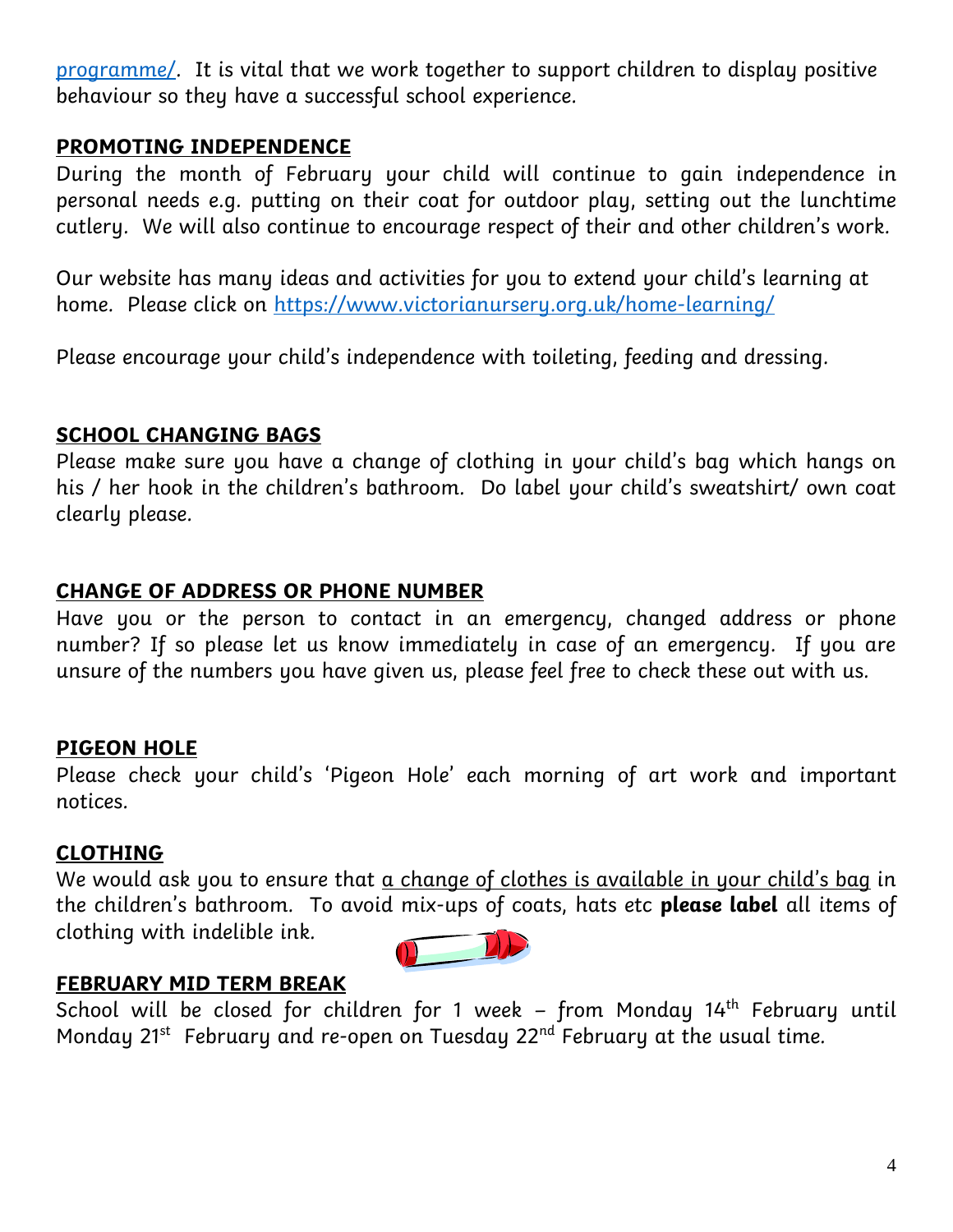programme/. It is vital that we work together to support children to display positive behaviour so they have a successful school experience.

## PROMOTING INDEPENDENCE

During the month of February your child will continue to gain independence in personal needs e.g. putting on their coat for outdoor play, setting out the lunchtime cutlery. We will also continue to encourage respect of their and other children's work.

Our website has many ideas and activities for you to extend your child's learning at home. Please click on https://www.victorianursery.org.uk/home-learning/

Please encourage your child's independence with toileting, feeding and dressing.

## SCHOOL CHANGING BAGS

Please make sure you have a change of clothing in your child's bag which hangs on his / her hook in the children's bathroom. Do label your child's sweatshirt/ own coat clearly please.

## CHANGE OF ADDRESS OR PHONE NUMBER

Have you or the person to contact in an emergency, changed address or phone number? If so please let us know immediately in case of an emergency. If you are unsure of the numbers you have given us, please feel free to check these out with us.

## PIGEON HOLE

Please check your child's 'Pigeon Hole' each morning of art work and important notices.

## CLOTHING

We would ask you to ensure that a change of clothes is available in your child's bag in the children's bathroom. To avoid mix-ups of coats, hats etc **please label** all items of clothing with indelible ink.

## FEBRUARY MID TERM BREAK

School will be closed for children for 1 week – from Monday 14th February until Monday 21st February and re-open on Tuesday 22nd February at the usual time.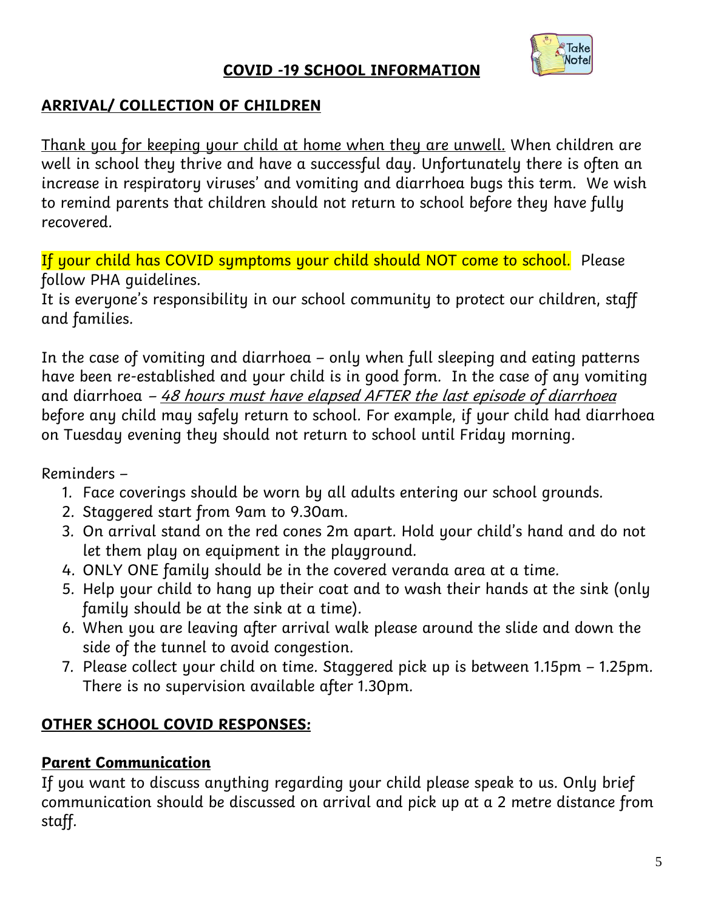# COVID -19 SCHOOL INFORMATION

## ARRIVAL/ COLLECTION OF CHILDREN

Thank you for keeping your child at home when they are unwell. When children are well in school they thrive and have a successful day. Unfortunately there is often an increase in respiratory viruses' and vomiting and diarrhoea bugs this term. We wish to remind parents that children should not return to school before they have fully recovered.

If your child has COVID symptoms your child should NOT come to school. Please follow PHA guidelines.
It is everyone's responsibility in our school community to protect our children, staff and families.

In the case of vomiting and diarrhoea – only when full sleeping and eating patterns have been re-established and your child is in good form. In the case of any vomiting and diarrhoea – *48 hours must have elapsed AFTER the last episode of diarrhoea* before any child may safely return to school. For example, if your child had diarrhoea on Tuesday evening they should not return to school until Friday morning.

Reminders –

1. Face coverings should be worn by all adults entering our school grounds.
2. Staggered start from 9am to 9.30am.
3. On arrival stand on the red cones 2m apart. Hold your child's hand and do not let them play on equipment in the playground.
4. ONLY ONE family should be in the covered veranda area at a time.
5. Help your child to hang up their coat and to wash their hands at the sink (only family should be at the sink at a time).
6. When you are leaving after arrival walk please around the slide and down the side of the tunnel to avoid congestion.
7. Please collect your child on time. Staggered pick up is between 1.15pm – 1.25pm. There is no supervision available after 1.30pm.

## OTHER SCHOOL COVID RESPONSES:

### Parent Communication

If you want to discuss anything regarding your child please speak to us. Only brief communication should be discussed on arrival and pick up at a 2 metre distance from staff.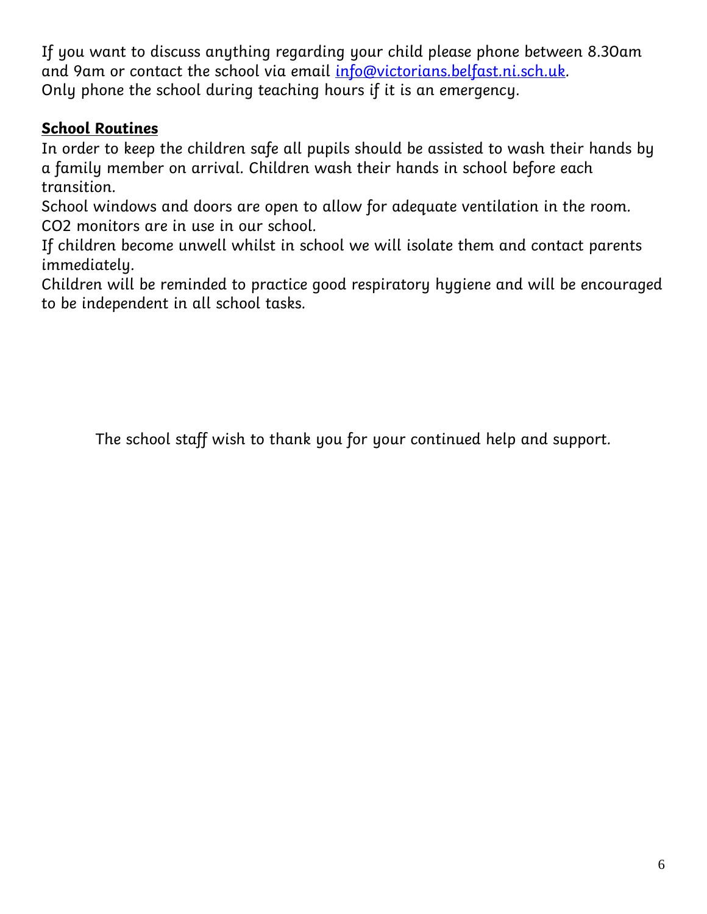If you want to discuss anything regarding your child please phone between 8.30am and 9am or contact the school via email info@victorians.belfast.ni.sch.uk.
Only phone the school during teaching hours if it is an emergency.

**School Routines**

In order to keep the children safe all pupils should be assisted to wash their hands by a family member on arrival. Children wash their hands in school before each transition.
School windows and doors are open to allow for adequate ventilation in the room.
$CO_2$ monitors are in use in our school.
If children become unwell whilst in school we will isolate them and contact parents immediately.
Children will be reminded to practice good respiratory hygiene and will be encouraged to be independent in all school tasks.

The school staff wish to thank you for your continued help and support.